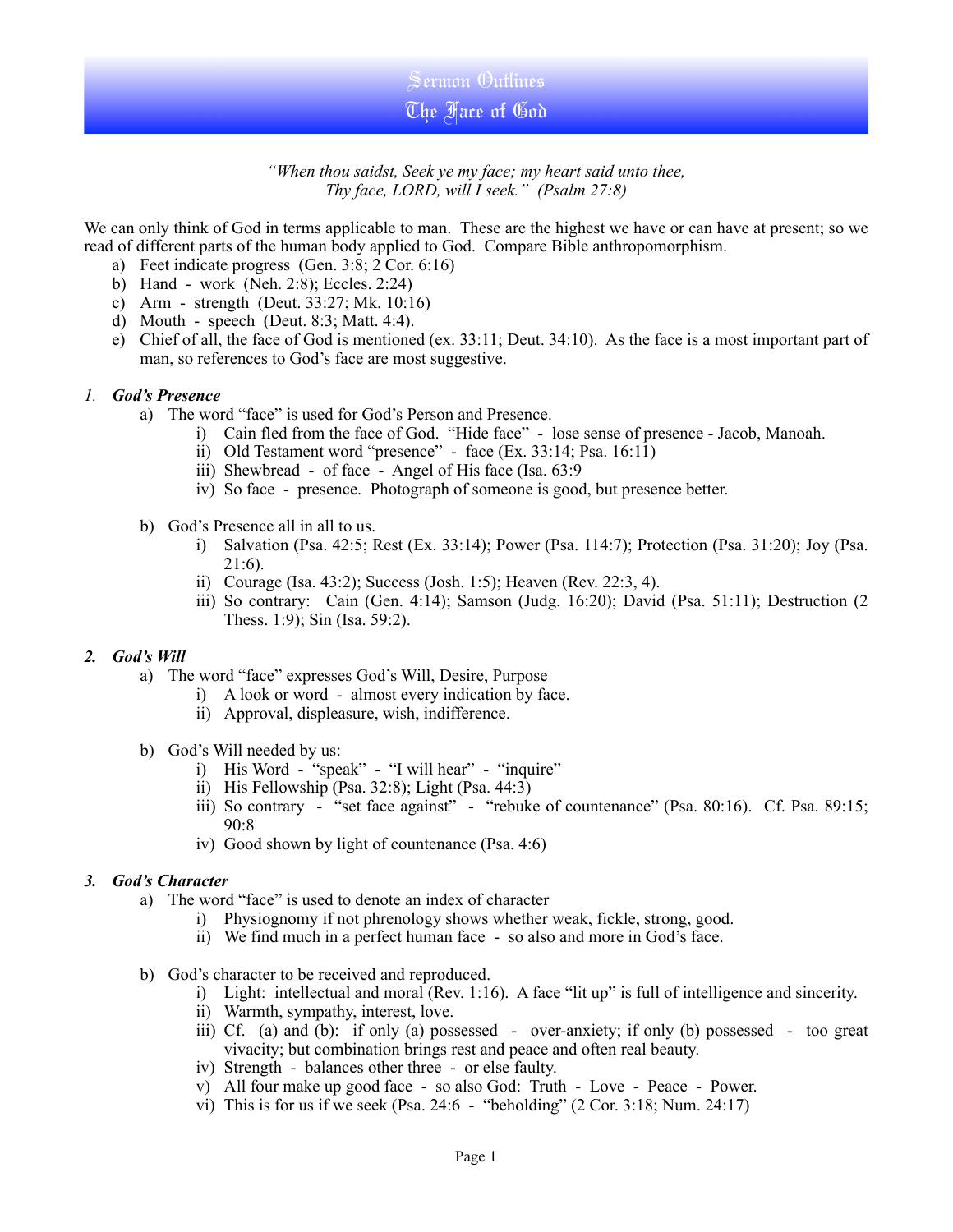# Sermon Outlines
# The Face of God

*"When thou saidst, Seek ye my face; my heart said unto thee,*
*Thy face, LORD, will I seek." (Psalm 27:8)*

We can only think of God in terms applicable to man. These are the highest we have or can have at present; so we read of different parts of the human body applied to God. Compare Bible anthropomorphism.

a) Feet indicate progress (Gen. 3:8; 2 Cor. 6:16)
b) Hand - work (Neh. 2:8); Eccles. 2:24)
c) Arm - strength (Deut. 33:27; Mk. 10:16)
d) Mouth - speech (Deut. 8:3; Matt. 4:4).
e) Chief of all, the face of God is mentioned (ex. 33:11; Deut. 34:10). As the face is a most important part of man, so references to God's face are most suggestive.

## *1. God's Presence*

a) The word "face" is used for God's Person and Presence.
   i) Cain fled from the face of God. "Hide face" - lose sense of presence - Jacob, Manoah.
   ii) Old Testament word "presence" - face (Ex. 33:14; Psa. 16:11)
   iii) Shewbread - of face - Angel of His face (Isa. 63:9
   iv) So face - presence. Photograph of someone is good, but presence better.

b) God's Presence all in all to us.
   i) Salvation (Psa. 42:5; Rest (Ex. 33:14); Power (Psa. 114:7); Protection (Psa. 31:20); Joy (Psa. 21:6).
   ii) Courage (Isa. 43:2); Success (Josh. 1:5); Heaven (Rev. 22:3, 4).
   iii) So contrary: Cain (Gen. 4:14); Samson (Judg. 16:20); David (Psa. 51:11); Destruction (2 Thess. 1:9); Sin (Isa. 59:2).

## *2. God's Will*

a) The word "face" expresses God's Will, Desire, Purpose
   i) A look or word - almost every indication by face.
   ii) Approval, displeasure, wish, indifference.

b) God's Will needed by us:
   i) His Word - "speak" - "I will hear" - "inquire"
   ii) His Fellowship (Psa. 32:8); Light (Psa. 44:3)
   iii) So contrary - "set face against" - "rebuke of countenance" (Psa. 80:16). Cf. Psa. 89:15; 90:8
   iv) Good shown by light of countenance (Psa. 4:6)

## *3. God's Character*

a) The word "face" is used to denote an index of character
   i) Physiognomy if not phrenology shows whether weak, fickle, strong, good.
   ii) We find much in a perfect human face - so also and more in God's face.

b) God's character to be received and reproduced.
   i) Light: intellectual and moral (Rev. 1:16). A face "lit up" is full of intelligence and sincerity.
   ii) Warmth, sympathy, interest, love.
   iii) Cf. (a) and (b): if only (a) possessed - over-anxiety; if only (b) possessed - too great vivacity; but combination brings rest and peace and often real beauty.
   iv) Strength - balances other three - or else faulty.
   v) All four make up good face - so also God: Truth - Love - Peace - Power.
   vi) This is for us if we seek (Psa. 24:6 - "beholding" (2 Cor. 3:18; Num. 24:17)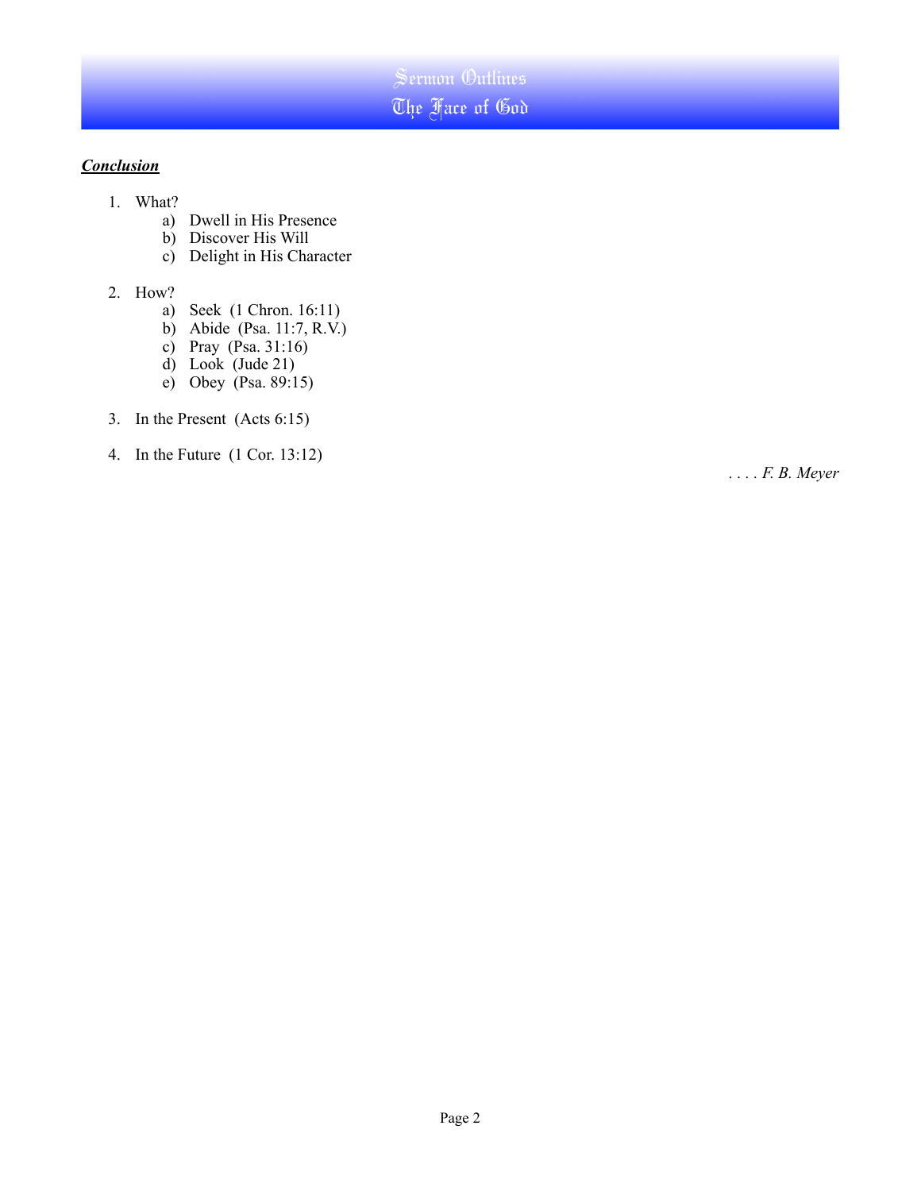***Conclusion***

1. What?
    a) Dwell in His Presence
    b) Discover His Will
    c) Delight in His Character

2. How?
    a) Seek (1 Chron. 16:11)
    b) Abide (Psa. 11:7, R.V.)
    c) Pray (Psa. 31:16)
    d) Look (Jude 21)
    e) Obey (Psa. 89:15)

3. In the Present (Acts 6:15)

4. In the Future (1 Cor. 13:12)

*. . . . F. B. Meyer*